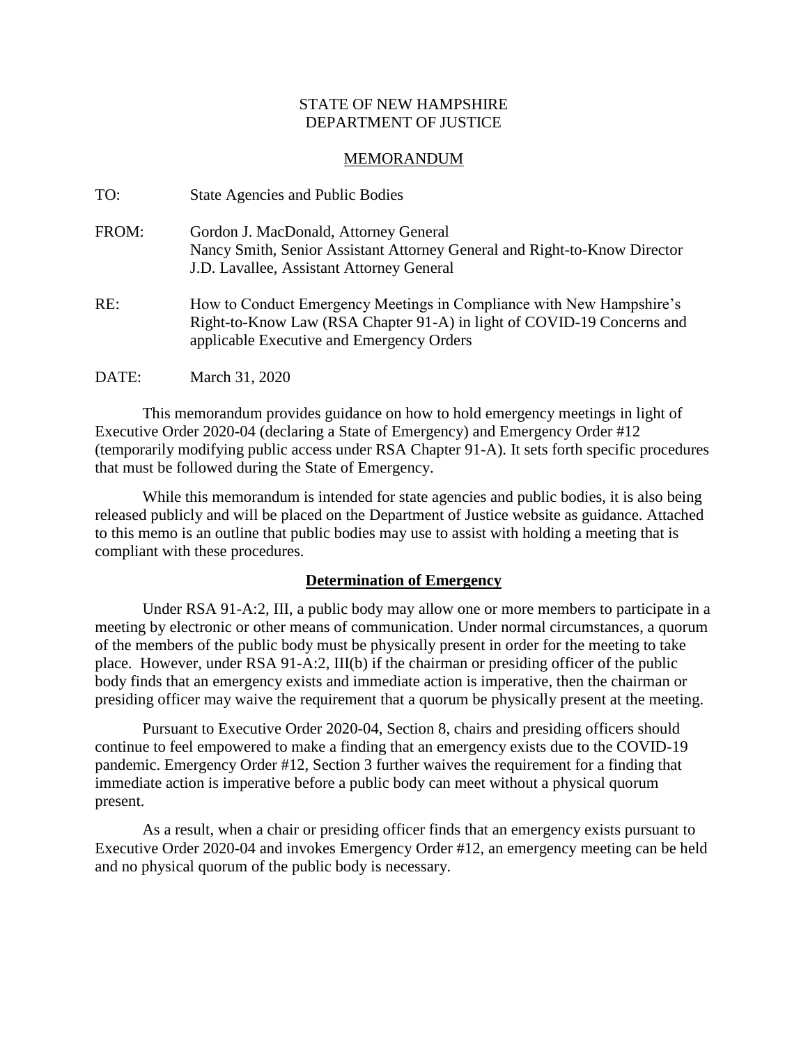STATE OF NEW HAMPSHIRE
DEPARTMENT OF JUSTICE

MEMORANDUM

TO: State Agencies and Public Bodies

FROM: Gordon J. MacDonald, Attorney General
Nancy Smith, Senior Assistant Attorney General and Right-to-Know Director
J.D. Lavallee, Assistant Attorney General

RE: How to Conduct Emergency Meetings in Compliance with New Hampshire's Right-to-Know Law (RSA Chapter 91-A) in light of COVID-19 Concerns and applicable Executive and Emergency Orders

DATE: March 31, 2020

This memorandum provides guidance on how to hold emergency meetings in light of Executive Order 2020-04 (declaring a State of Emergency) and Emergency Order #12 (temporarily modifying public access under RSA Chapter 91-A). It sets forth specific procedures that must be followed during the State of Emergency.

While this memorandum is intended for state agencies and public bodies, it is also being released publicly and will be placed on the Department of Justice website as guidance. Attached to this memo is an outline that public bodies may use to assist with holding a meeting that is compliant with these procedures.

## Determination of Emergency

Under RSA 91-A:2, III, a public body may allow one or more members to participate in a meeting by electronic or other means of communication. Under normal circumstances, a quorum of the members of the public body must be physically present in order for the meeting to take place. However, under RSA 91-A:2, III(b) if the chairman or presiding officer of the public body finds that an emergency exists and immediate action is imperative, then the chairman or presiding officer may waive the requirement that a quorum be physically present at the meeting.

Pursuant to Executive Order 2020-04, Section 8, chairs and presiding officers should continue to feel empowered to make a finding that an emergency exists due to the COVID-19 pandemic. Emergency Order #12, Section 3 further waives the requirement for a finding that immediate action is imperative before a public body can meet without a physical quorum present.

As a result, when a chair or presiding officer finds that an emergency exists pursuant to Executive Order 2020-04 and invokes Emergency Order #12, an emergency meeting can be held and no physical quorum of the public body is necessary.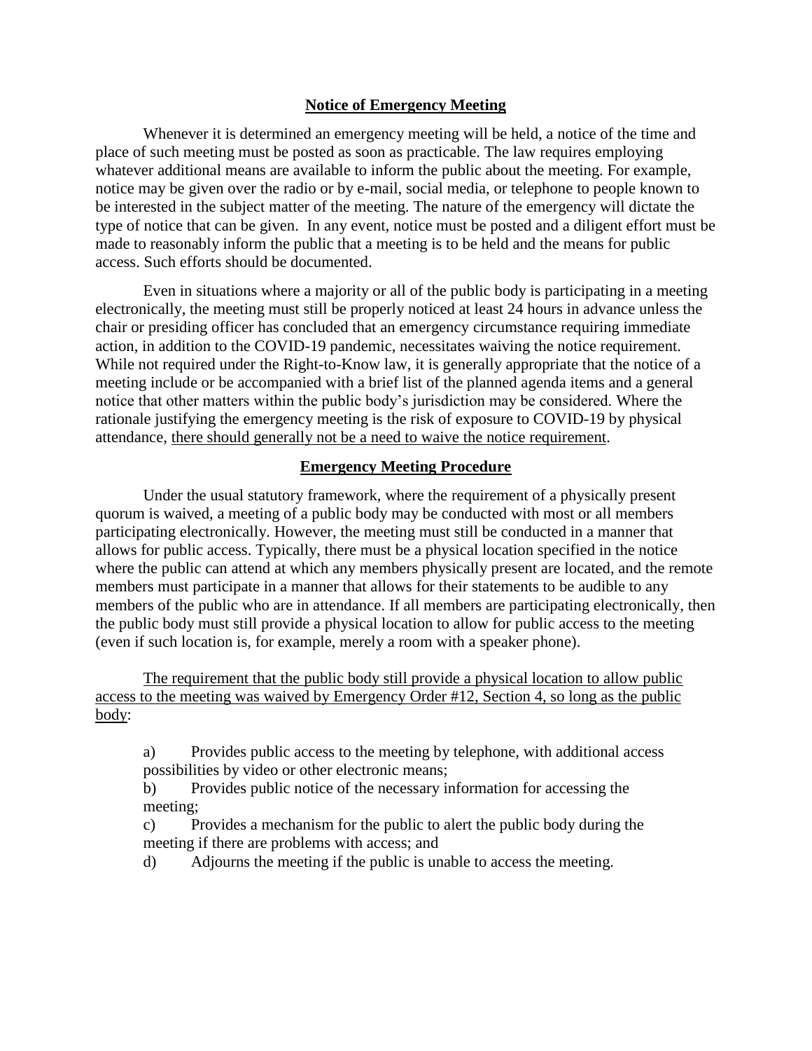## Notice of Emergency Meeting

Whenever it is determined an emergency meeting will be held, a notice of the time and place of such meeting must be posted as soon as practicable. The law requires employing whatever additional means are available to inform the public about the meeting. For example, notice may be given over the radio or by e-mail, social media, or telephone to people known to be interested in the subject matter of the meeting. The nature of the emergency will dictate the type of notice that can be given. In any event, notice must be posted and a diligent effort must be made to reasonably inform the public that a meeting is to be held and the means for public access. Such efforts should be documented.

Even in situations where a majority or all of the public body is participating in a meeting electronically, the meeting must still be properly noticed at least 24 hours in advance unless the chair or presiding officer has concluded that an emergency circumstance requiring immediate action, in addition to the COVID-19 pandemic, necessitates waiving the notice requirement. While not required under the Right-to-Know law, it is generally appropriate that the notice of a meeting include or be accompanied with a brief list of the planned agenda items and a general notice that other matters within the public body's jurisdiction may be considered. Where the rationale justifying the emergency meeting is the risk of exposure to COVID-19 by physical attendance, <u>there should generally not be a need to waive the notice requirement</u>.

## Emergency Meeting Procedure

Under the usual statutory framework, where the requirement of a physically present quorum is waived, a meeting of a public body may be conducted with most or all members participating electronically. However, the meeting must still be conducted in a manner that allows for public access. Typically, there must be a physical location specified in the notice where the public can attend at which any members physically present are located, and the remote members must participate in a manner that allows for their statements to be audible to any members of the public who are in attendance. If all members are participating electronically, then the public body must still provide a physical location to allow for public access to the meeting (even if such location is, for example, merely a room with a speaker phone).

<u>The requirement that the public body still provide a physical location to allow public access to the meeting was waived by Emergency Order #12, Section 4, so long as the public body</u>:

a) Provides public access to the meeting by telephone, with additional access possibilities by video or other electronic means;

b) Provides public notice of the necessary information for accessing the meeting;

c) Provides a mechanism for the public to alert the public body during the meeting if there are problems with access; and

d) Adjourns the meeting if the public is unable to access the meeting.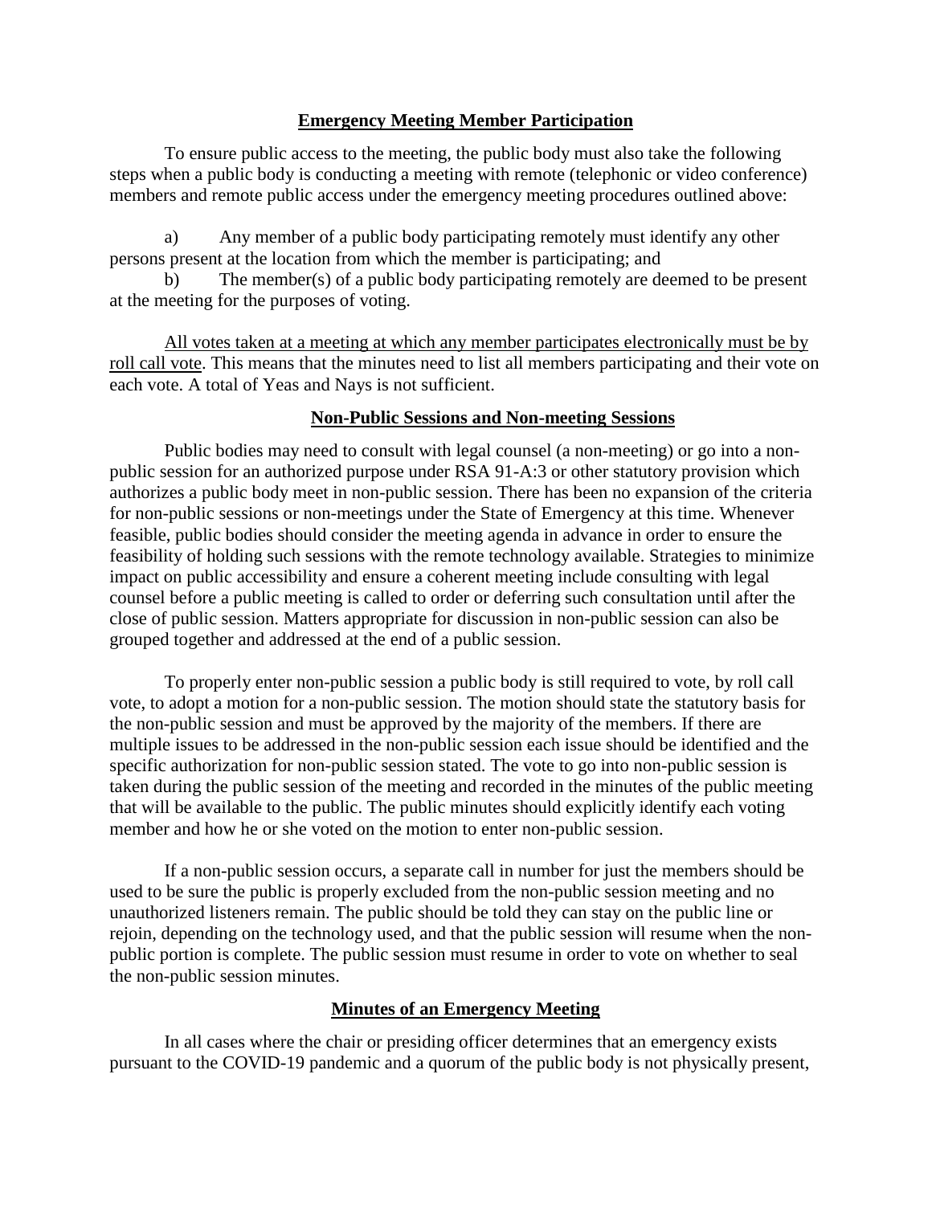## Emergency Meeting Member Participation

To ensure public access to the meeting, the public body must also take the following steps when a public body is conducting a meeting with remote (telephonic or video conference) members and remote public access under the emergency meeting procedures outlined above:

a) Any member of a public body participating remotely must identify any other persons present at the location from which the member is participating; and

b) The member(s) of a public body participating remotely are deemed to be present at the meeting for the purposes of voting.

<u>All votes taken at a meeting at which any member participates electronically must be by roll call vote</u>. This means that the minutes need to list all members participating and their vote on each vote. A total of Yeas and Nays is not sufficient.

## Non-Public Sessions and Non-meeting Sessions

Public bodies may need to consult with legal counsel (a non-meeting) or go into a non-public session for an authorized purpose under RSA 91-A:3 or other statutory provision which authorizes a public body meet in non-public session. There has been no expansion of the criteria for non-public sessions or non-meetings under the State of Emergency at this time. Whenever feasible, public bodies should consider the meeting agenda in advance in order to ensure the feasibility of holding such sessions with the remote technology available. Strategies to minimize impact on public accessibility and ensure a coherent meeting include consulting with legal counsel before a public meeting is called to order or deferring such consultation until after the close of public session. Matters appropriate for discussion in non-public session can also be grouped together and addressed at the end of a public session.

To properly enter non-public session a public body is still required to vote, by roll call vote, to adopt a motion for a non-public session. The motion should state the statutory basis for the non-public session and must be approved by the majority of the members. If there are multiple issues to be addressed in the non-public session each issue should be identified and the specific authorization for non-public session stated. The vote to go into non-public session is taken during the public session of the meeting and recorded in the minutes of the public meeting that will be available to the public. The public minutes should explicitly identify each voting member and how he or she voted on the motion to enter non-public session.

If a non-public session occurs, a separate call in number for just the members should be used to be sure the public is properly excluded from the non-public session meeting and no unauthorized listeners remain. The public should be told they can stay on the public line or rejoin, depending on the technology used, and that the public session will resume when the non-public portion is complete. The public session must resume in order to vote on whether to seal the non-public session minutes.

## Minutes of an Emergency Meeting

In all cases where the chair or presiding officer determines that an emergency exists pursuant to the COVID-19 pandemic and a quorum of the public body is not physically present,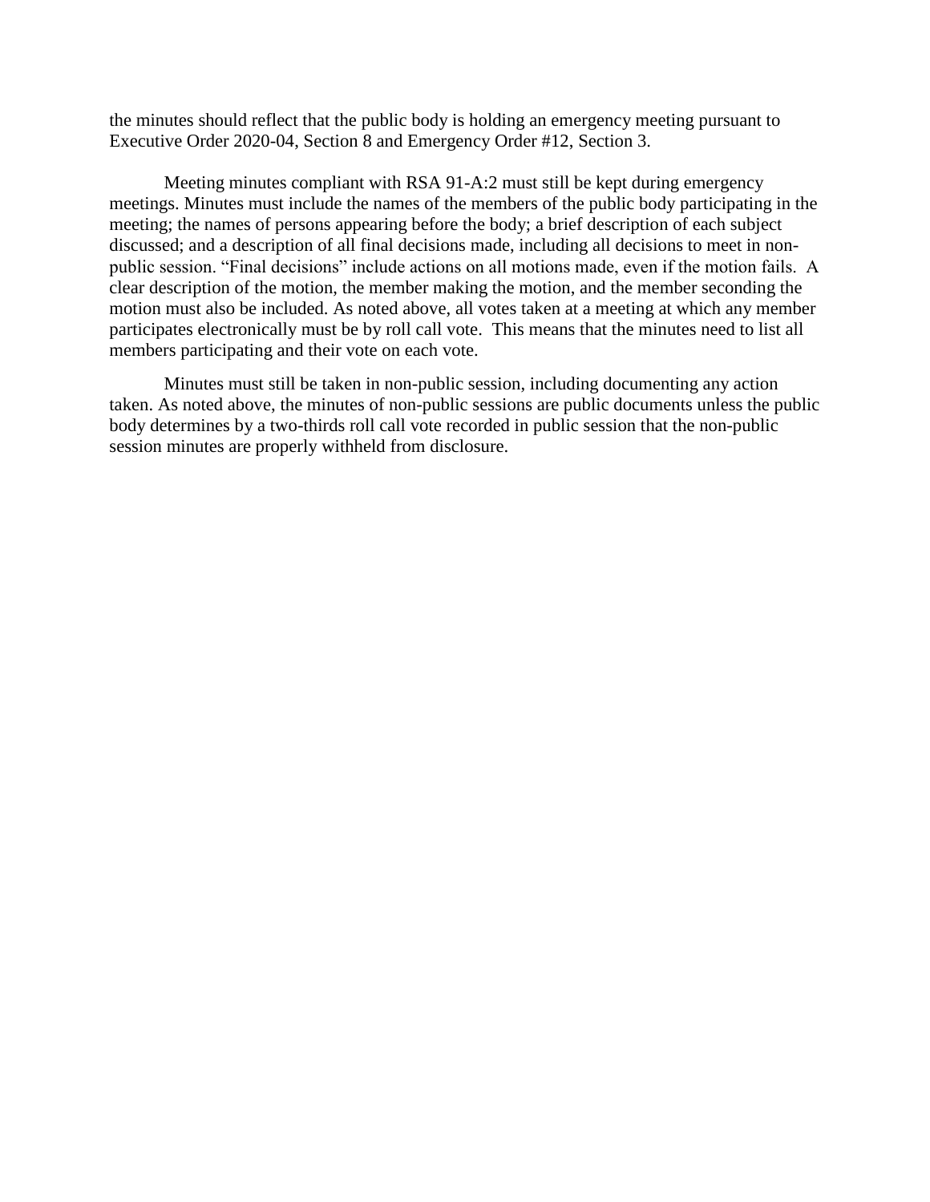the minutes should reflect that the public body is holding an emergency meeting pursuant to Executive Order 2020-04, Section 8 and Emergency Order #12, Section 3.

Meeting minutes compliant with RSA 91-A:2 must still be kept during emergency meetings. Minutes must include the names of the members of the public body participating in the meeting; the names of persons appearing before the body; a brief description of each subject discussed; and a description of all final decisions made, including all decisions to meet in non-public session. "Final decisions" include actions on all motions made, even if the motion fails. A clear description of the motion, the member making the motion, and the member seconding the motion must also be included. As noted above, all votes taken at a meeting at which any member participates electronically must be by roll call vote. This means that the minutes need to list all members participating and their vote on each vote.

Minutes must still be taken in non-public session, including documenting any action taken. As noted above, the minutes of non-public sessions are public documents unless the public body determines by a two-thirds roll call vote recorded in public session that the non-public session minutes are properly withheld from disclosure.